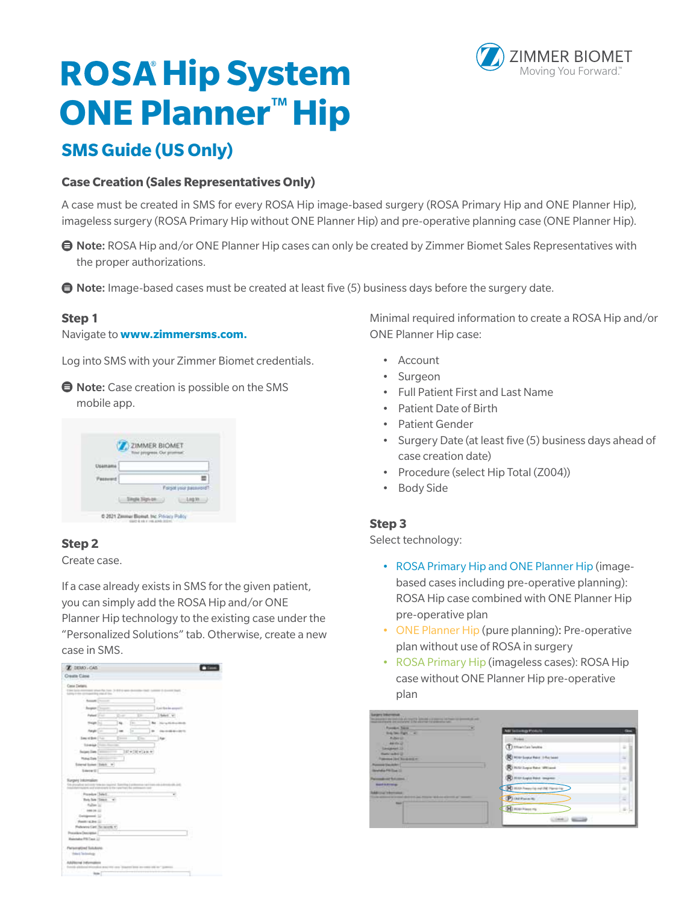# ROSA® Hip System ONE Planner™ Hip

## SMS Guide (US Only)

### Case Creation (Sales Representatives Only)

A case must be created in SMS for every ROSA Hip image-based surgery (ROSA Primary Hip and ONE Planner Hip), imageless surgery (ROSA Primary Hip without ONE Planner Hip) and pre-operative planning case (ONE Planner Hip).

**Note:** ROSA Hip and/or ONE Planner Hip cases can only be created by Zimmer Biomet Sales Representatives with the proper authorizations.

**Note:** Image-based cases must be created at least five (5) business days before the surgery date.

**Step 1**

Navigate to **www.zimmersms.com.**

Log into SMS with your Zimmer Biomet credentials.

**Note:** Case creation is possible on the SMS mobile app.

**Step 2**

Create case.

If a case already exists in SMS for the given patient, you can simply add the ROSA Hip and/or ONE Planner Hip technology to the existing case under the "Personalized Solutions" tab. Otherwise, create a new case in SMS.

Minimal required information to create a ROSA Hip and/or ONE Planner Hip case:

- Account
- Surgeon
- Full Patient First and Last Name
- Patient Date of Birth
- Patient Gender
- Surgery Date (at least five (5) business days ahead of case creation date)
- Procedure (select Hip Total (Z004))
- Body Side

**Step 3**

Select technology:

- ROSA Primary Hip and ONE Planner Hip (image-based cases including pre-operative planning): ROSA Hip case combined with ONE Planner Hip pre-operative plan
- ONE Planner Hip (pure planning): Pre-operative plan without use of ROSA in surgery
- ROSA Primary Hip (imageless cases): ROSA Hip case without ONE Planner Hip pre-operative plan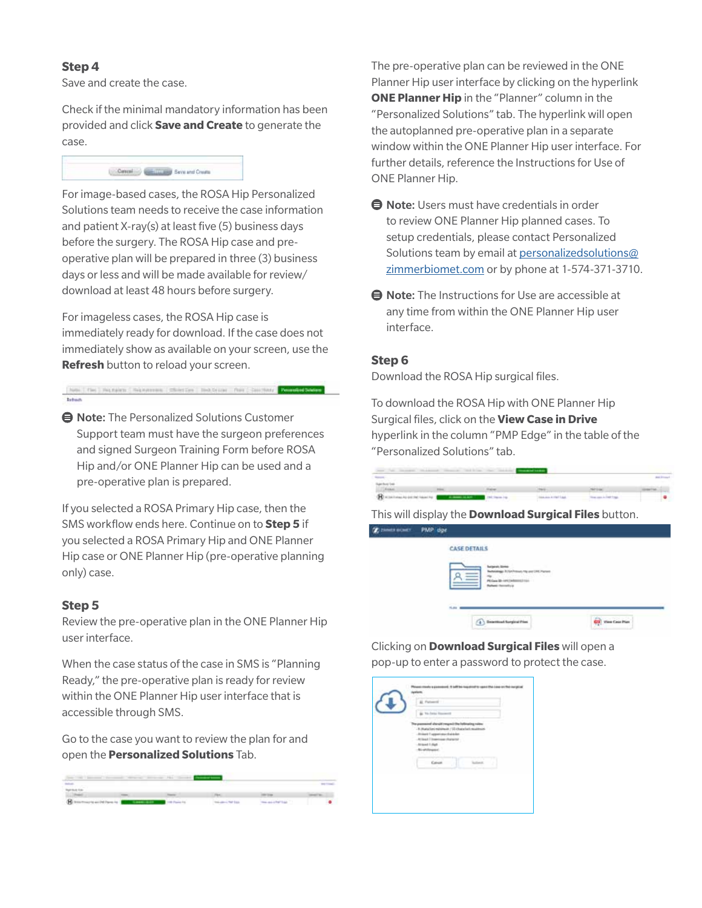## Step 4

Save and create the case.

Check if the minimal mandatory information has been provided and click **Save and Create** to generate the case.

For image-based cases, the ROSA Hip Personalized Solutions team needs to receive the case information and patient X-ray(s) at least five (5) business days before the surgery. The ROSA Hip case and pre-operative plan will be prepared in three (3) business days or less and will be made available for review/download at least 48 hours before surgery.

For imageless cases, the ROSA Hip case is immediately ready for download. If the case does not immediately show as available on your screen, use the **Refresh** button to reload your screen.

**Note:** The Personalized Solutions Customer Support team must have the surgeon preferences and signed Surgeon Training Form before ROSA Hip and/or ONE Planner Hip can be used and a pre-operative plan is prepared.

If you selected a ROSA Primary Hip case, then the SMS workflow ends here. Continue on to **Step 5** if you selected a ROSA Primary Hip and ONE Planner Hip case or ONE Planner Hip (pre-operative planning only) case.

## Step 5

Review the pre-operative plan in the ONE Planner Hip user interface.

When the case status of the case in SMS is "Planning Ready," the pre-operative plan is ready for review within the ONE Planner Hip user interface that is accessible through SMS.

Go to the case you want to review the plan for and open the **Personalized Solutions** Tab.

The pre-operative plan can be reviewed in the ONE Planner Hip user interface by clicking on the hyperlink **ONE Planner Hip** in the "Planner" column in the "Personalized Solutions" tab. The hyperlink will open the autoplanned pre-operative plan in a separate window within the ONE Planner Hip user interface. For further details, reference the Instructions for Use of ONE Planner Hip.

**Note:** Users must have credentials in order to review ONE Planner Hip planned cases. To setup credentials, please contact Personalized Solutions team by email at personalizedsolutions@zimmerbiomet.com or by phone at 1-574-371-3710.

**Note:** The Instructions for Use are accessible at any time from within the ONE Planner Hip user interface.

## Step 6

Download the ROSA Hip surgical files.

To download the ROSA Hip with ONE Planner Hip Surgical files, click on the **View Case in Drive** hyperlink in the column "PMP Edge" in the table of the "Personalized Solutions" tab.

This will display the **Download Surgical Files** button.

Clicking on **Download Surgical Files** will open a pop-up to enter a password to protect the case.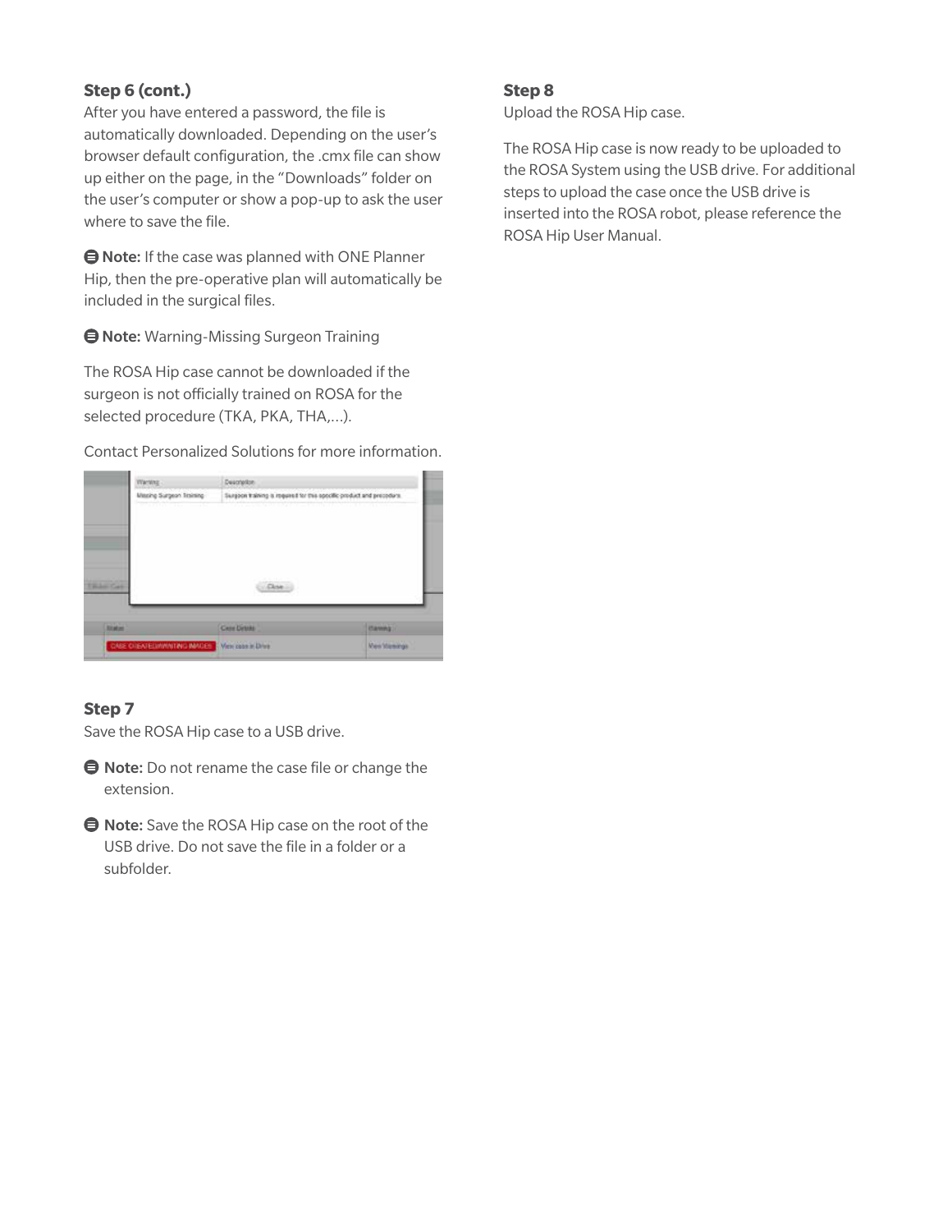### Step 6 (cont.)

After you have entered a password, the file is automatically downloaded. Depending on the user's browser default configuration, the .cmx file can show up either on the page, in the "Downloads" folder on the user's computer or show a pop-up to ask the user where to save the file.

**Note:** If the case was planned with ONE Planner Hip, then the pre-operative plan will automatically be included in the surgical files.

**Note:** Warning-Missing Surgeon Training

The ROSA Hip case cannot be downloaded if the surgeon is not officially trained on ROSA for the selected procedure (TKA, PKA, THA,...).

Contact Personalized Solutions for more information.

### Step 7

Save the ROSA Hip case to a USB drive.

- **Note:** Do not rename the case file or change the extension.
- **Note:** Save the ROSA Hip case on the root of the USB drive. Do not save the file in a folder or a subfolder.

### Step 8

Upload the ROSA Hip case.

The ROSA Hip case is now ready to be uploaded to the ROSA System using the USB drive. For additional steps to upload the case once the USB drive is inserted into the ROSA robot, please reference the ROSA Hip User Manual.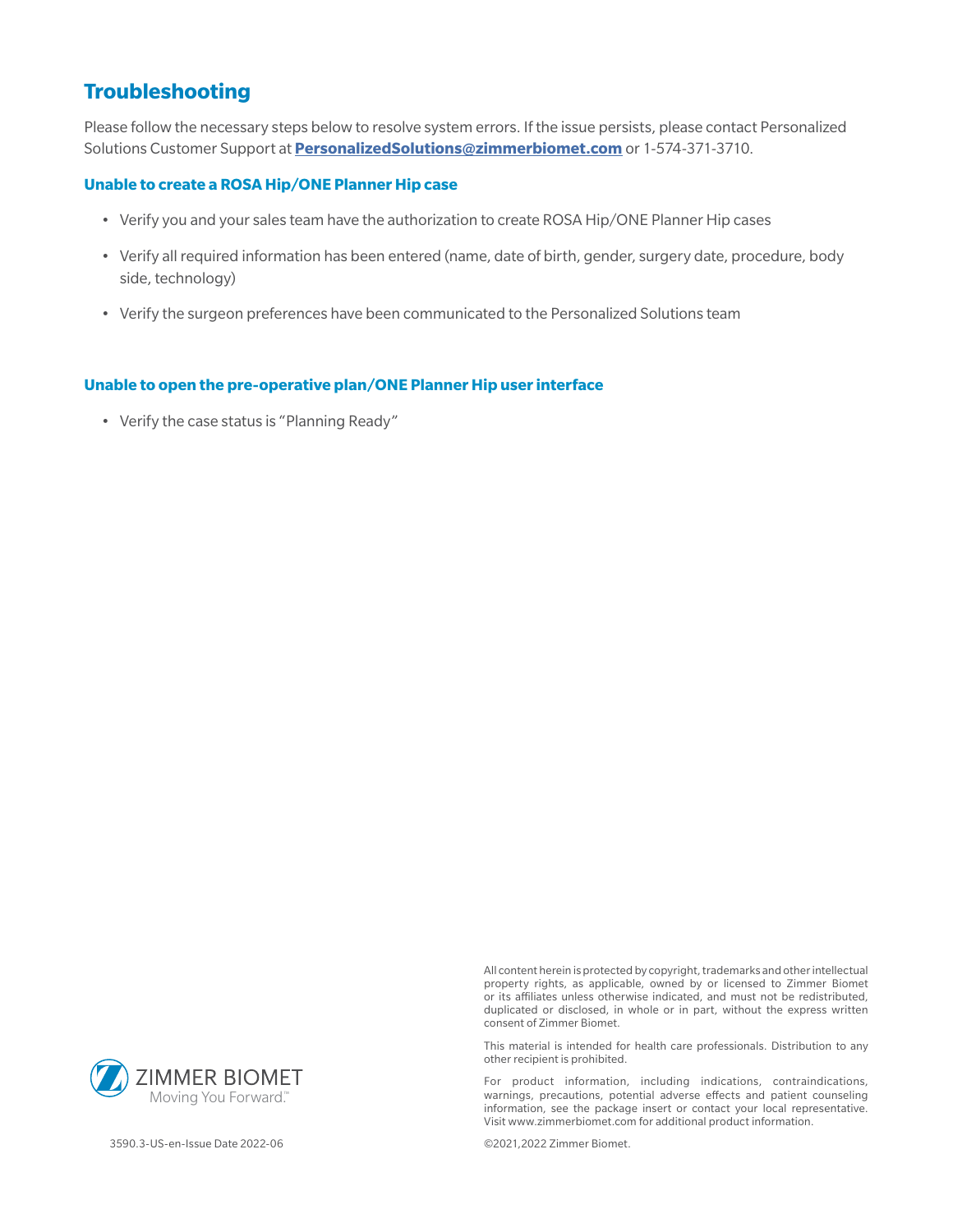## Troubleshooting

Please follow the necessary steps below to resolve system errors. If the issue persists, please contact Personalized Solutions Customer Support at **PersonalizedSolutions@zimmerbiomet.com** or 1-574-371-3710.

### Unable to create a ROSA Hip/ONE Planner Hip case

- Verify you and your sales team have the authorization to create ROSA Hip/ONE Planner Hip cases
- Verify all required information has been entered (name, date of birth, gender, surgery date, procedure, body side, technology)
- Verify the surgeon preferences have been communicated to the Personalized Solutions team

### Unable to open the pre-operative plan/ONE Planner Hip user interface

- Verify the case status is "Planning Ready"

All content herein is protected by copyright, trademarks and other intellectual property rights, as applicable, owned by or licensed to Zimmer Biomet or its affiliates unless otherwise indicated, and must not be redistributed, duplicated or disclosed, in whole or in part, without the express written consent of Zimmer Biomet.

This material is intended for health care professionals. Distribution to any other recipient is prohibited.

For product information, including indications, contraindications, warnings, precautions, potential adverse effects and patient counseling information, see the package insert or contact your local representative. Visit www.zimmerbiomet.com for additional product information.

ZIMMER BIOMET
Moving You Forward.™

3590.3-US-en-Issue Date 2022-06

©2021,2022 Zimmer Biomet.